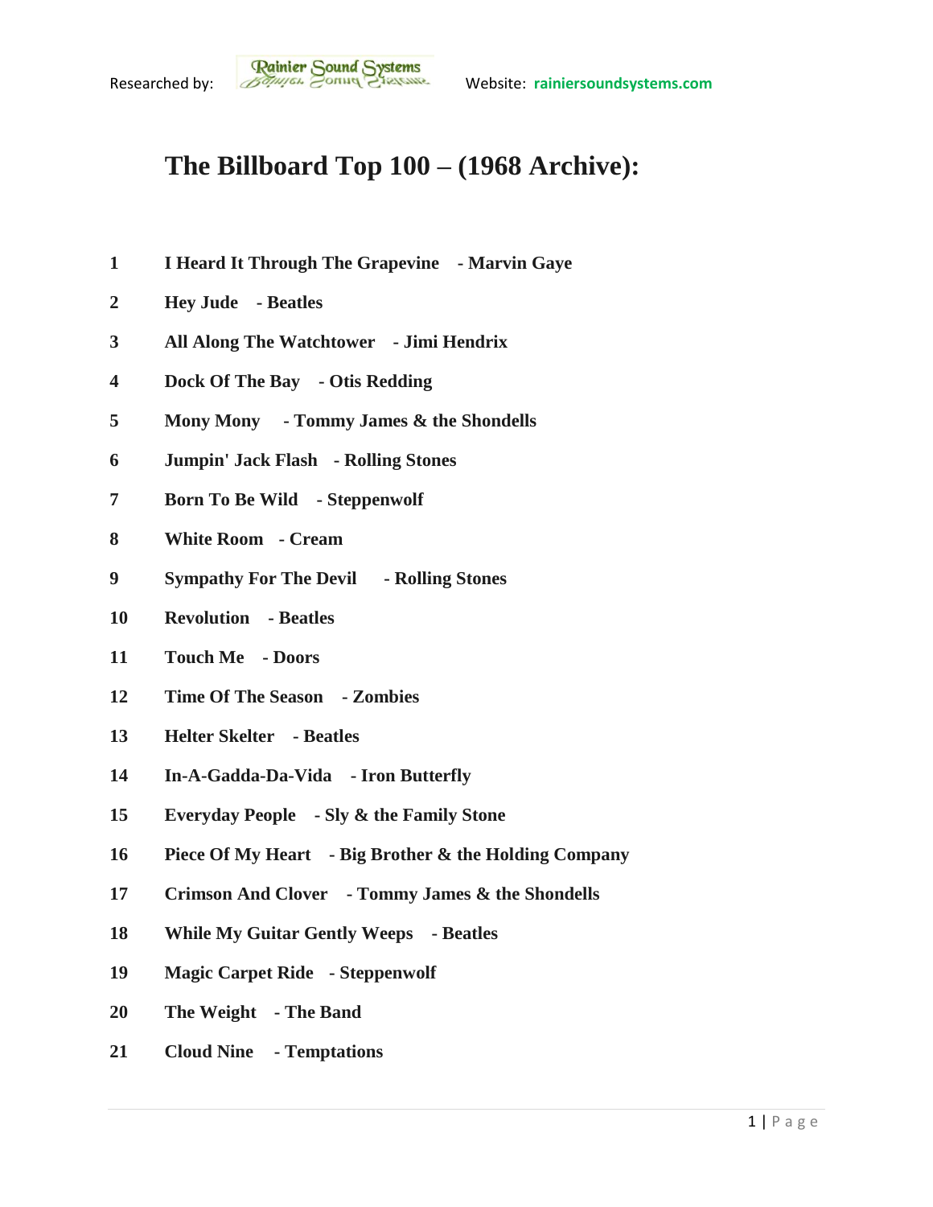Researched by: Rainier Sound Systems Website: **rainiersoundsystems.com**

# The Billboard Top 100 – (1968 Archive):

**1** **I Heard It Through The Grapevine - Marvin Gaye**

**2** **Hey Jude - Beatles**

**3** **All Along The Watchtower - Jimi Hendrix**

**4** **Dock Of The Bay - Otis Redding**

**5** **Mony Mony - Tommy James & the Shondells**

**6** **Jumpin' Jack Flash - Rolling Stones**

**7** **Born To Be Wild - Steppenwolf**

**8** **White Room - Cream**

**9** **Sympathy For The Devil - Rolling Stones**

**10** **Revolution - Beatles**

**11** **Touch Me - Doors**

**12** **Time Of The Season - Zombies**

**13** **Helter Skelter - Beatles**

**14** **In-A-Gadda-Da-Vida - Iron Butterfly**

**15** **Everyday People - Sly & the Family Stone**

**16** **Piece Of My Heart - Big Brother & the Holding Company**

**17** **Crimson And Clover - Tommy James & the Shondells**

**18** **While My Guitar Gently Weeps - Beatles**

**19** **Magic Carpet Ride - Steppenwolf**

**20** **The Weight - The Band**

**21** **Cloud Nine - Temptations**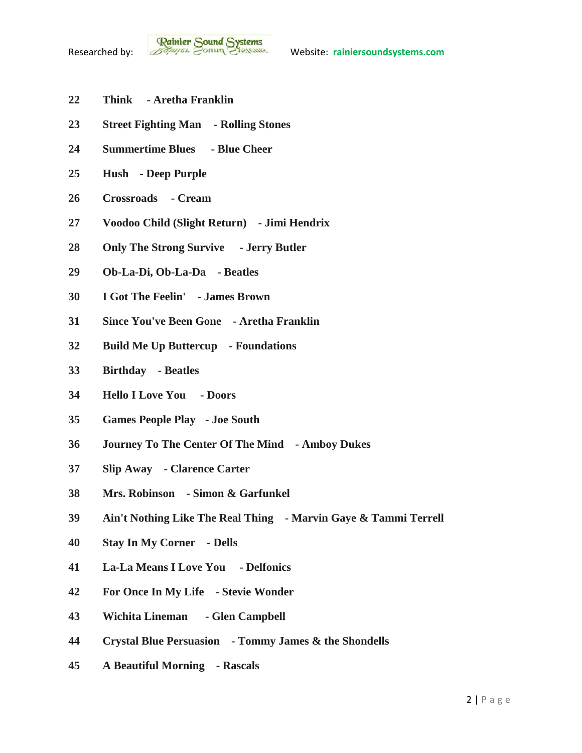**22 Think - Aretha Franklin**

**23 Street Fighting Man - Rolling Stones**

**24 Summertime Blues - Blue Cheer**

**25 Hush - Deep Purple**

**26 Crossroads - Cream**

**27 Voodoo Child (Slight Return) - Jimi Hendrix**

**28 Only The Strong Survive - Jerry Butler**

**29 Ob-La-Di, Ob-La-Da - Beatles**

**30 I Got The Feelin' - James Brown**

**31 Since You've Been Gone - Aretha Franklin**

**32 Build Me Up Buttercup - Foundations**

**33 Birthday - Beatles**

**34 Hello I Love You - Doors**

**35 Games People Play - Joe South**

**36 Journey To The Center Of The Mind - Amboy Dukes**

**37 Slip Away - Clarence Carter**

**38 Mrs. Robinson - Simon & Garfunkel**

**39 Ain't Nothing Like The Real Thing - Marvin Gaye & Tammi Terrell**

**40 Stay In My Corner - Dells**

**41 La-La Means I Love You - Delfonics**

**42 For Once In My Life - Stevie Wonder**

**43 Wichita Lineman - Glen Campbell**

**44 Crystal Blue Persuasion - Tommy James & the Shondells**

**45 A Beautiful Morning - Rascals**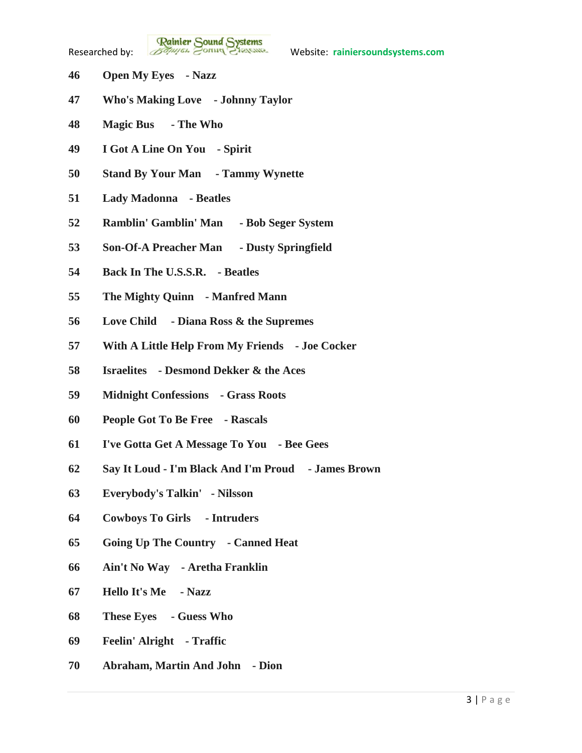**46 Open My Eyes - Nazz**

**47 Who's Making Love - Johnny Taylor**

**48 Magic Bus - The Who**

**49 I Got A Line On You - Spirit**

**50 Stand By Your Man - Tammy Wynette**

**51 Lady Madonna - Beatles**

**52 Ramblin' Gamblin' Man - Bob Seger System**

**53 Son-Of-A Preacher Man - Dusty Springfield**

**54 Back In The U.S.S.R. - Beatles**

**55 The Mighty Quinn - Manfred Mann**

**56 Love Child - Diana Ross & the Supremes**

**57 With A Little Help From My Friends - Joe Cocker**

**58 Israelites - Desmond Dekker & the Aces**

**59 Midnight Confessions - Grass Roots**

**60 People Got To Be Free - Rascals**

**61 I've Gotta Get A Message To You - Bee Gees**

**62 Say It Loud - I'm Black And I'm Proud - James Brown**

**63 Everybody's Talkin' - Nilsson**

**64 Cowboys To Girls - Intruders**

**65 Going Up The Country - Canned Heat**

**66 Ain't No Way - Aretha Franklin**

**67 Hello It's Me - Nazz**

**68 These Eyes - Guess Who**

**69 Feelin' Alright - Traffic**

**70 Abraham, Martin And John - Dion**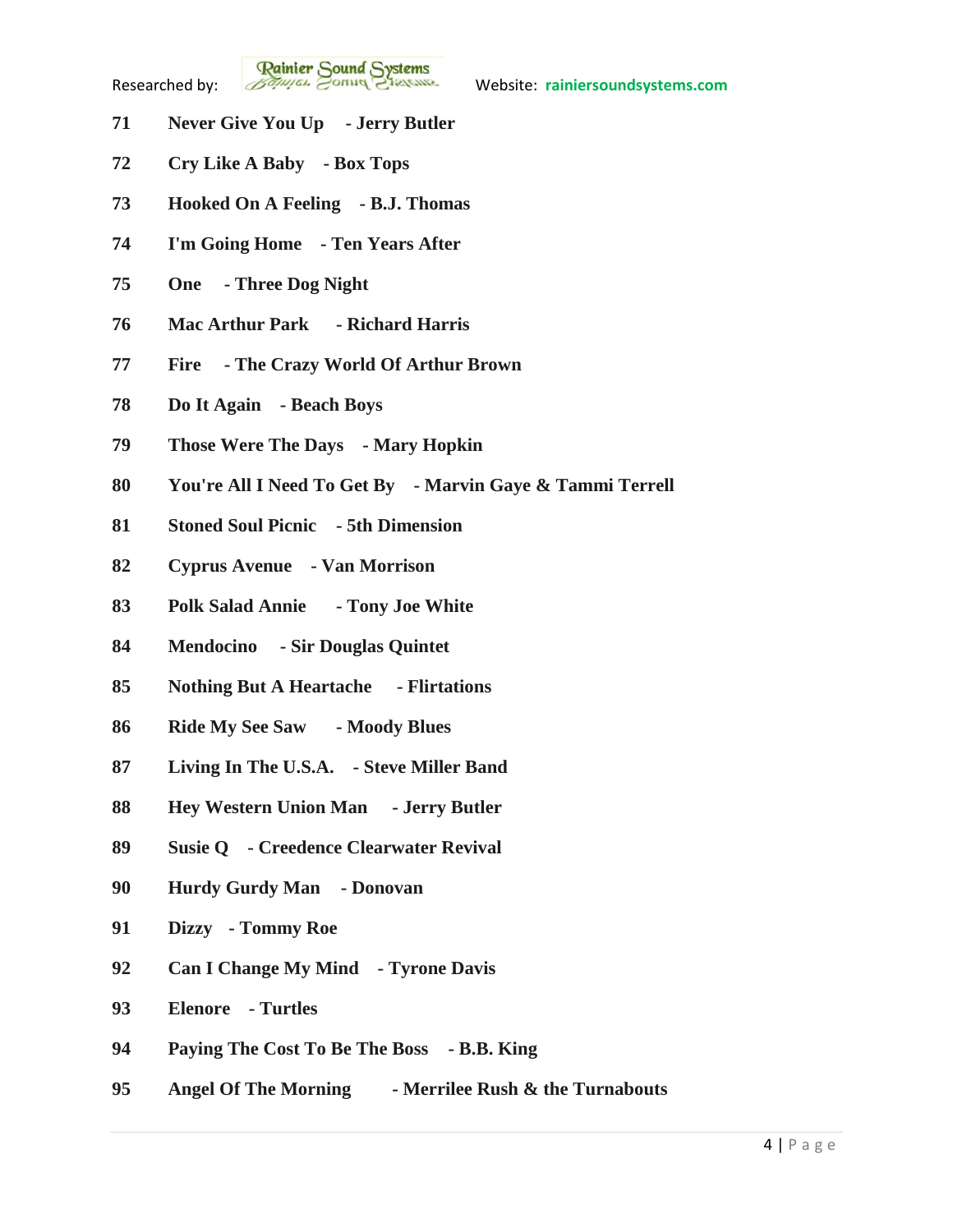71 **Never Give You Up - Jerry Butler**

72 **Cry Like A Baby - Box Tops**

73 **Hooked On A Feeling - B.J. Thomas**

74 **I'm Going Home - Ten Years After**

75 **One - Three Dog Night**

76 **Mac Arthur Park - Richard Harris**

77 **Fire - The Crazy World Of Arthur Brown**

78 **Do It Again - Beach Boys**

79 **Those Were The Days - Mary Hopkin**

80 **You're All I Need To Get By - Marvin Gaye & Tammi Terrell**

81 **Stoned Soul Picnic - 5th Dimension**

82 **Cyprus Avenue - Van Morrison**

83 **Polk Salad Annie - Tony Joe White**

84 **Mendocino - Sir Douglas Quintet**

85 **Nothing But A Heartache - Flirtations**

86 **Ride My See Saw - Moody Blues**

87 **Living In The U.S.A. - Steve Miller Band**

88 **Hey Western Union Man - Jerry Butler**

89 **Susie Q - Creedence Clearwater Revival**

90 **Hurdy Gurdy Man - Donovan**

91 **Dizzy - Tommy Roe**

92 **Can I Change My Mind - Tyrone Davis**

93 **Elenore - Turtles**

94 **Paying The Cost To Be The Boss - B.B. King**

95 **Angel Of The Morning - Merrilee Rush & the Turnabouts**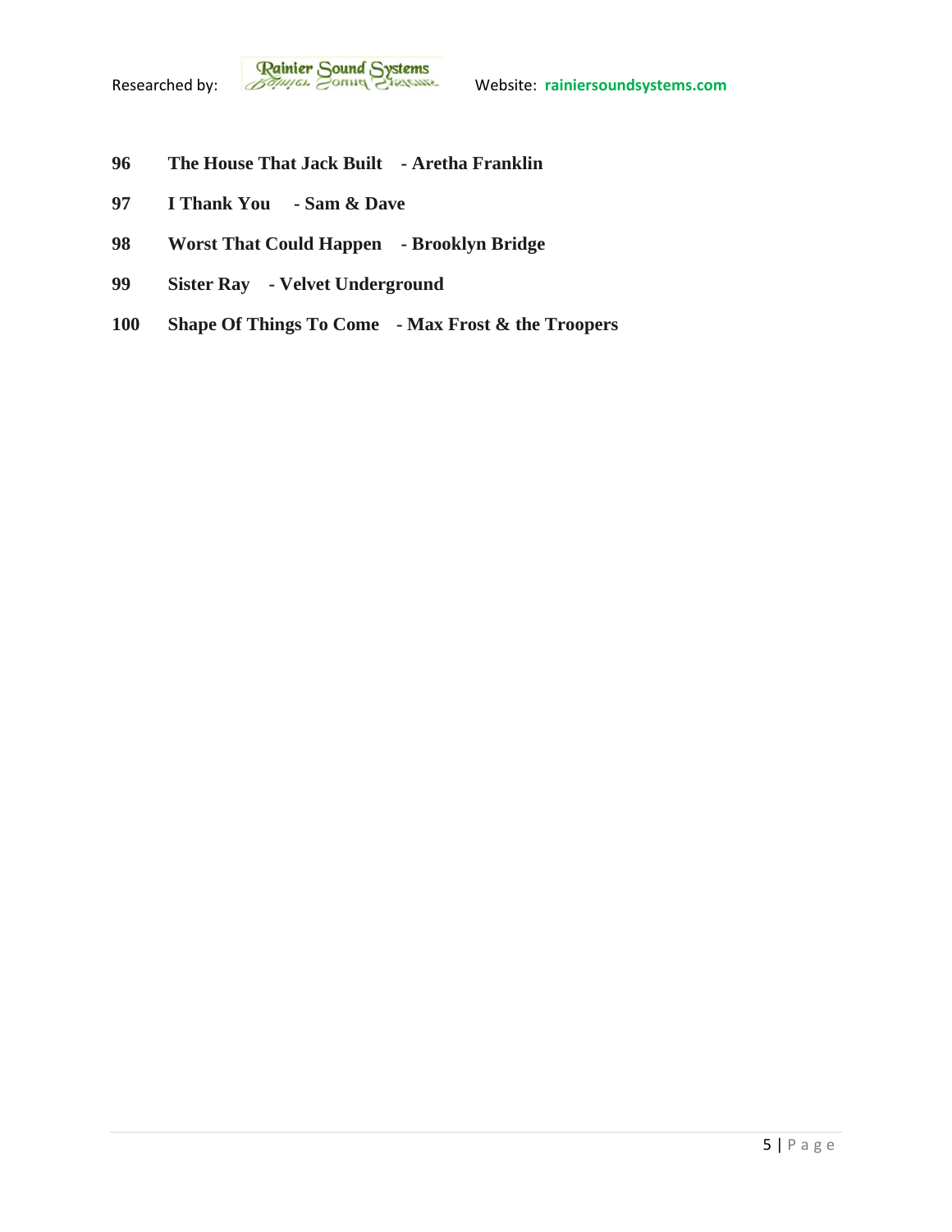**96 The House That Jack Built - Aretha Franklin**

**97 I Thank You - Sam & Dave**

**98 Worst That Could Happen - Brooklyn Bridge**

**99 Sister Ray - Velvet Underground**

**100 Shape Of Things To Come - Max Frost & the Troopers**